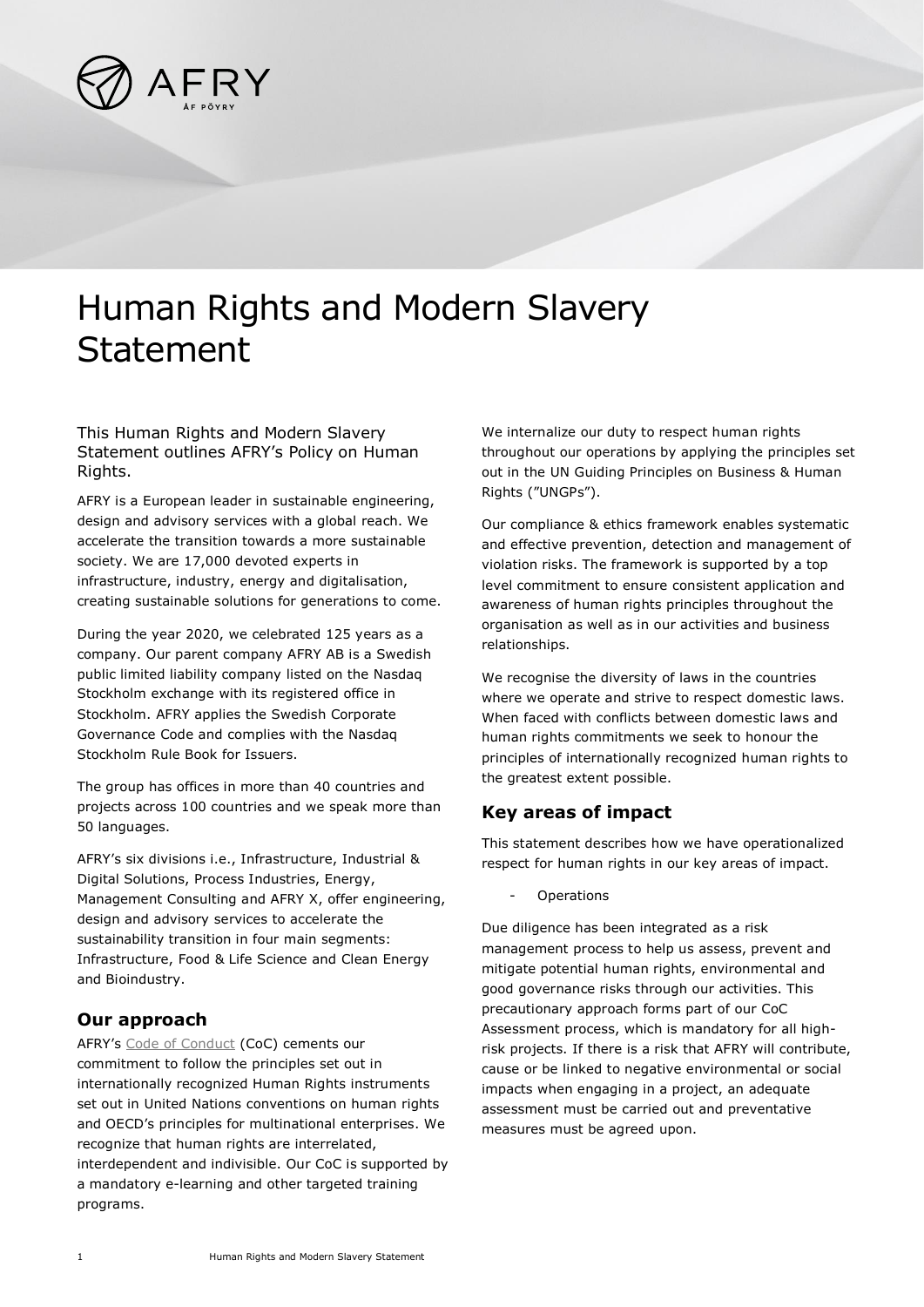# Human Rights and Modern Slavery Statement

This Human Rights and Modern Slavery Statement outlines AFRY's Policy on Human Rights.

AFRY is a European leader in sustainable engineering, design and advisory services with a global reach. We accelerate the transition towards a more sustainable society. We are 17,000 devoted experts in infrastructure, industry, energy and digitalisation, creating sustainable solutions for generations to come.

During the year 2020, we celebrated 125 years as a company. Our parent company AFRY AB is a Swedish public limited liability company listed on the Nasdaq Stockholm exchange with its registered office in Stockholm. AFRY applies the Swedish Corporate Governance Code and complies with the Nasdaq Stockholm Rule Book for Issuers.

The group has offices in more than 40 countries and projects across 100 countries and we speak more than 50 languages.

AFRY's six divisions i.e., Infrastructure, Industrial & Digital Solutions, Process Industries, Energy, Management Consulting and AFRY X, offer engineering, design and advisory services to accelerate the sustainability transition in four main segments: Infrastructure, Food & Life Science and Clean Energy and Bioindustry.

## Our approach

AFRY's Code of Conduct (CoC) cements our commitment to follow the principles set out in internationally recognized Human Rights instruments set out in United Nations conventions on human rights and OECD's principles for multinational enterprises. We recognize that human rights are interrelated, interdependent and indivisible. Our CoC is supported by a mandatory e-learning and other targeted training programs.

We internalize our duty to respect human rights throughout our operations by applying the principles set out in the UN Guiding Principles on Business & Human Rights ("UNGPs").

Our compliance & ethics framework enables systematic and effective prevention, detection and management of violation risks. The framework is supported by a top level commitment to ensure consistent application and awareness of human rights principles throughout the organisation as well as in our activities and business relationships.

We recognise the diversity of laws in the countries where we operate and strive to respect domestic laws. When faced with conflicts between domestic laws and human rights commitments we seek to honour the principles of internationally recognized human rights to the greatest extent possible.

## Key areas of impact

This statement describes how we have operationalized respect for human rights in our key areas of impact.

- Operations

Due diligence has been integrated as a risk management process to help us assess, prevent and mitigate potential human rights, environmental and good governance risks through our activities. This precautionary approach forms part of our CoC Assessment process, which is mandatory for all high-risk projects. If there is a risk that AFRY will contribute, cause or be linked to negative environmental or social impacts when engaging in a project, an adequate assessment must be carried out and preventative measures must be agreed upon.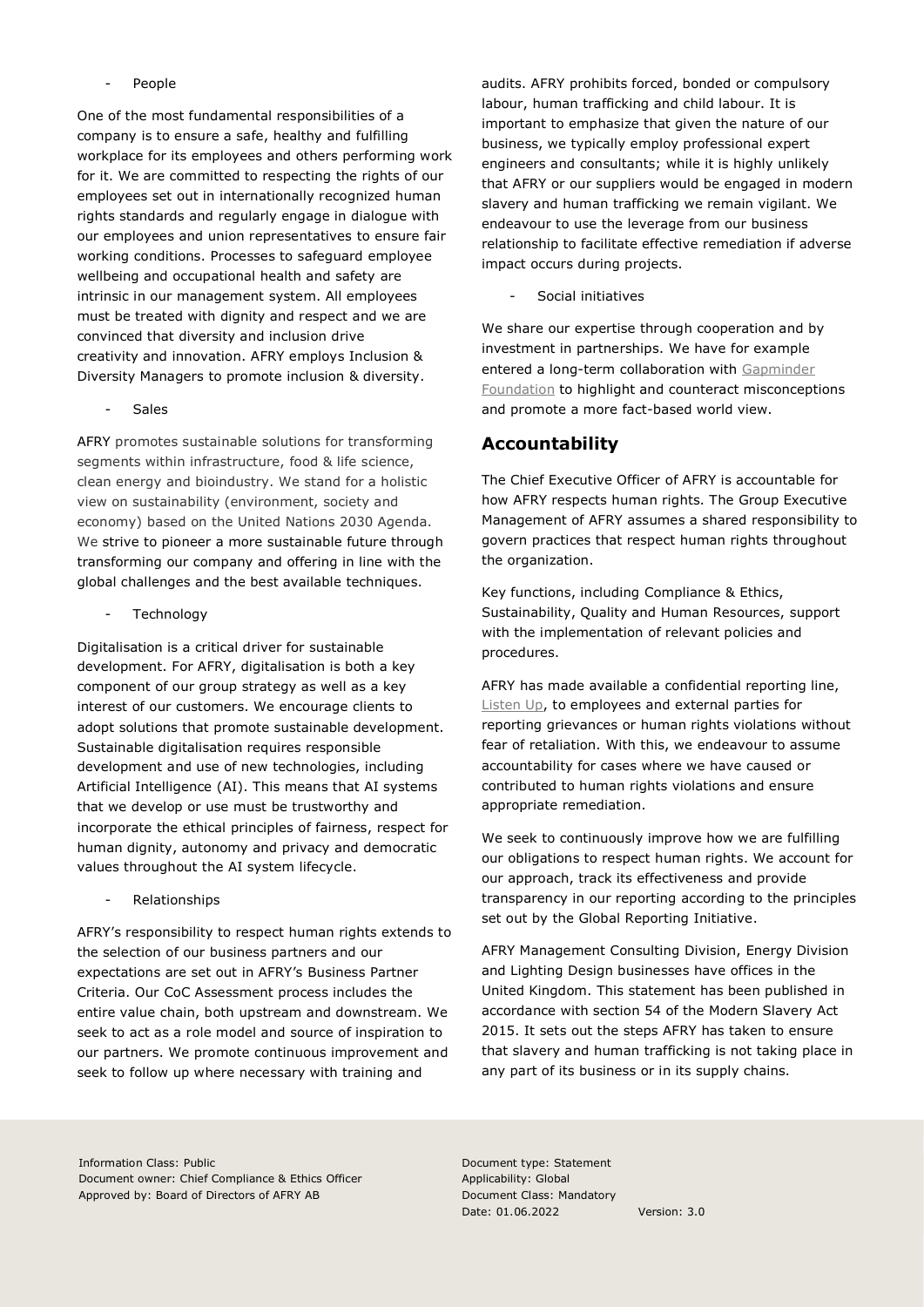- People

One of the most fundamental responsibilities of a company is to ensure a safe, healthy and fulfilling workplace for its employees and others performing work for it. We are committed to respecting the rights of our employees set out in internationally recognized human rights standards and regularly engage in dialogue with our employees and union representatives to ensure fair working conditions. Processes to safeguard employee wellbeing and occupational health and safety are intrinsic in our management system. All employees must be treated with dignity and respect and we are convinced that diversity and inclusion drive creativity and innovation. AFRY employs Inclusion & Diversity Managers to promote inclusion & diversity.

- Sales

AFRY promotes sustainable solutions for transforming segments within infrastructure, food & life science, clean energy and bioindustry. We stand for a holistic view on sustainability (environment, society and economy) based on the United Nations 2030 Agenda. We strive to pioneer a more sustainable future through transforming our company and offering in line with the global challenges and the best available techniques.

- Technology

Digitalisation is a critical driver for sustainable development. For AFRY, digitalisation is both a key component of our group strategy as well as a key interest of our customers. We encourage clients to adopt solutions that promote sustainable development. Sustainable digitalisation requires responsible development and use of new technologies, including Artificial Intelligence (AI). This means that AI systems that we develop or use must be trustworthy and incorporate the ethical principles of fairness, respect for human dignity, autonomy and privacy and democratic values throughout the AI system lifecycle.

- Relationships

AFRY's responsibility to respect human rights extends to the selection of our business partners and our expectations are set out in AFRY's Business Partner Criteria. Our CoC Assessment process includes the entire value chain, both upstream and downstream. We seek to act as a role model and source of inspiration to our partners. We promote continuous improvement and seek to follow up where necessary with training and audits. AFRY prohibits forced, bonded or compulsory labour, human trafficking and child labour. It is important to emphasize that given the nature of our business, we typically employ professional expert engineers and consultants; while it is highly unlikely that AFRY or our suppliers would be engaged in modern slavery and human trafficking we remain vigilant. We endeavour to use the leverage from our business relationship to facilitate effective remediation if adverse impact occurs during projects.

- Social initiatives

We share our expertise through cooperation and by investment in partnerships. We have for example entered a long-term collaboration with Gapminder Foundation to highlight and counteract misconceptions and promote a more fact-based world view.

## Accountability

The Chief Executive Officer of AFRY is accountable for how AFRY respects human rights. The Group Executive Management of AFRY assumes a shared responsibility to govern practices that respect human rights throughout the organization.

Key functions, including Compliance & Ethics, Sustainability, Quality and Human Resources, support with the implementation of relevant policies and procedures.

AFRY has made available a confidential reporting line, Listen Up, to employees and external parties for reporting grievances or human rights violations without fear of retaliation. With this, we endeavour to assume accountability for cases where we have caused or contributed to human rights violations and ensure appropriate remediation.

We seek to continuously improve how we are fulfilling our obligations to respect human rights. We account for our approach, track its effectiveness and provide transparency in our reporting according to the principles set out by the Global Reporting Initiative.

AFRY Management Consulting Division, Energy Division and Lighting Design businesses have offices in the United Kingdom. This statement has been published in accordance with section 54 of the Modern Slavery Act 2015. It sets out the steps AFRY has taken to ensure that slavery and human trafficking is not taking place in any part of its business or in its supply chains.

Information Class: Public
Document owner: Chief Compliance & Ethics Officer
Approved by: Board of Directors of AFRY AB

Document type: Statement
Applicability: Global
Document Class: Mandatory
Date: 01.06.2022 Version: 3.0